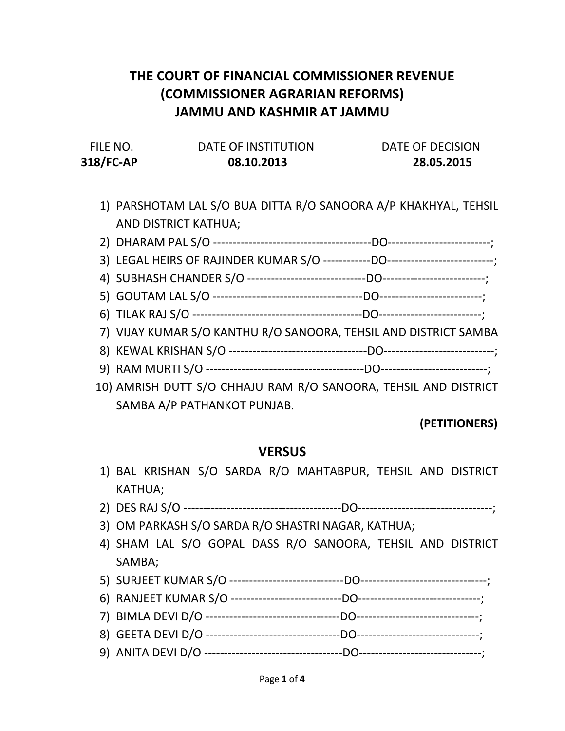# THE COURT OF FINANCIAL COMMISSIONER REVENUE (COMMISSIONER AGRARIAN REFORMS) JAMMU AND KASHMIR AT JAMMU

| FILE NO. | DATE OF INSTITUTION | DATE OF DECISION |
|---|---|---|
| **318/FC-AP** | **08.10.2013** | **28.05.2015** |

1) PARSHOTAM LAL S/O BUA DITTA R/O SANOORA A/P KHAKHYAL, TEHSIL AND DISTRICT KATHUA;
2) DHARAM PAL S/O ---------------------------------------DO-------------------------;
3) LEGAL HEIRS OF RAJINDER KUMAR S/O ------------DO--------------------------;
4) SUBHASH CHANDER S/O -----------------------------DO-------------------------;
5) GOUTAM LAL S/O -------------------------------------DO-------------------------;
6) TILAK RAJ S/O ------------------------------------------DO-------------------------;
7) VIJAY KUMAR S/O KANTHU R/O SANOORA, TEHSIL AND DISTRICT SAMBA
8) KEWAL KRISHAN S/O ----------------------------------DO---------------------------;
9) RAM MURTI S/O ---------------------------------------DO--------------------------;
10) AMRISH DUTT S/O CHHAJU RAM R/O SANOORA, TEHSIL AND DISTRICT SAMBA A/P PATHANKOT PUNJAB.

**(PETITIONERS)**

## VERSUS

1) BAL KRISHAN S/O SARDA R/O MAHTABPUR, TEHSIL AND DISTRICT KATHUA;
2) DES RAJ S/O ---------------------------------------DO---------------------------------;
3) OM PARKASH S/O SARDA R/O SHASTRI NAGAR, KATHUA;
4) SHAM LAL S/O GOPAL DASS R/O SANOORA, TEHSIL AND DISTRICT SAMBA;
5) SURJEET KUMAR S/O -----------------------------DO-------------------------------;
6) RANJEET KUMAR S/O ----------------------------DO------------------------------;
7) BIMLA DEVI D/O ----------------------------------DO-------------------------------;
8) GEETA DEVI D/O ---------------------------------DO------------------------------;
9) ANITA DEVI D/O ----------------------------------DO------------------------------;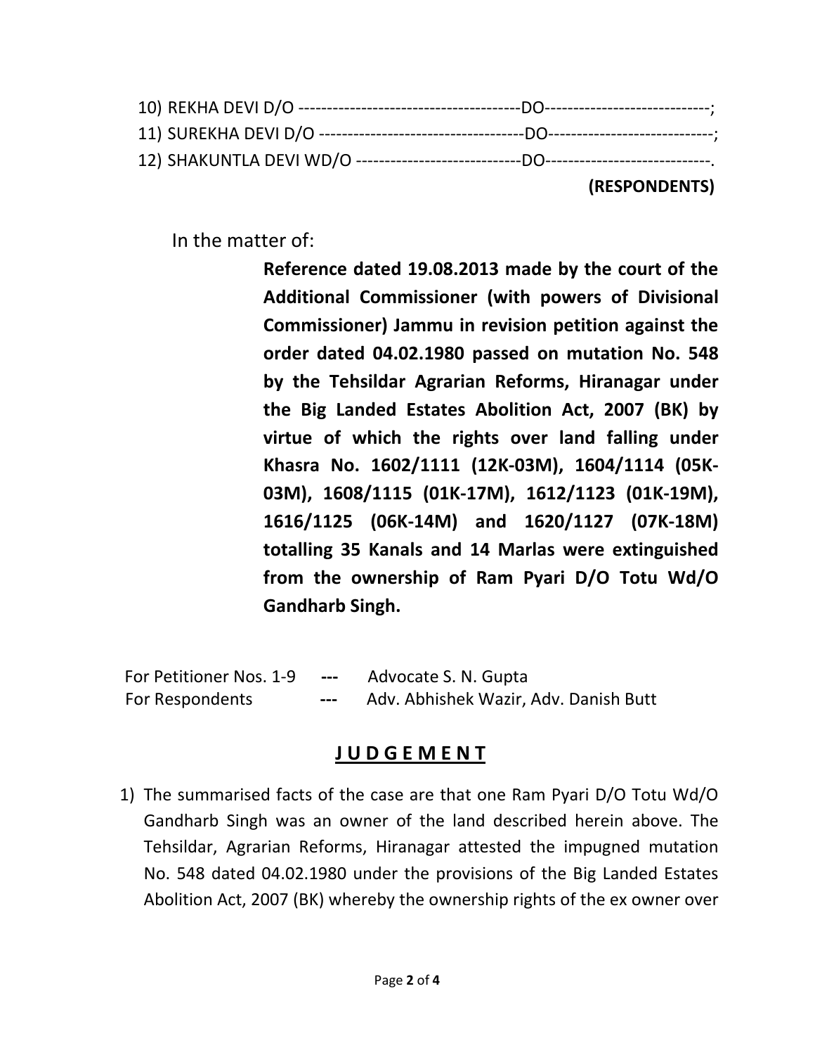10) REKHA DEVI D/O ---------------------------------------DO----------------------------;
11) SUREKHA DEVI D/O ------------------------------------DO----------------------------;
12) SHAKUNTLA DEVI WD/O ----------------------------DO----------------------------.

**(RESPONDENTS)**

In the matter of:

**Reference dated 19.08.2013 made by the court of the Additional Commissioner (with powers of Divisional Commissioner) Jammu in revision petition against the order dated 04.02.1980 passed on mutation No. 548 by the Tehsildar Agrarian Reforms, Hiranagar under the Big Landed Estates Abolition Act, 2007 (BK) by virtue of which the rights over land falling under Khasra No. 1602/1111 (12K-03M), 1604/1114 (05K-03M), 1608/1115 (01K-17M), 1612/1123 (01K-19M), 1616/1125 (06K-14M) and 1620/1127 (07K-18M) totalling 35 Kanals and 14 Marlas were extinguished from the ownership of Ram Pyari D/O Totu Wd/O Gandharb Singh.**

For Petitioner Nos. 1-9 **---** Advocate S. N. Gupta
For Respondents **---** Adv. Abhishek Wazir, Adv. Danish Butt

## **J U D G E M E N T**

1) The summarised facts of the case are that one Ram Pyari D/O Totu Wd/O Gandharb Singh was an owner of the land described herein above. The Tehsildar, Agrarian Reforms, Hiranagar attested the impugned mutation No. 548 dated 04.02.1980 under the provisions of the Big Landed Estates Abolition Act, 2007 (BK) whereby the ownership rights of the ex owner over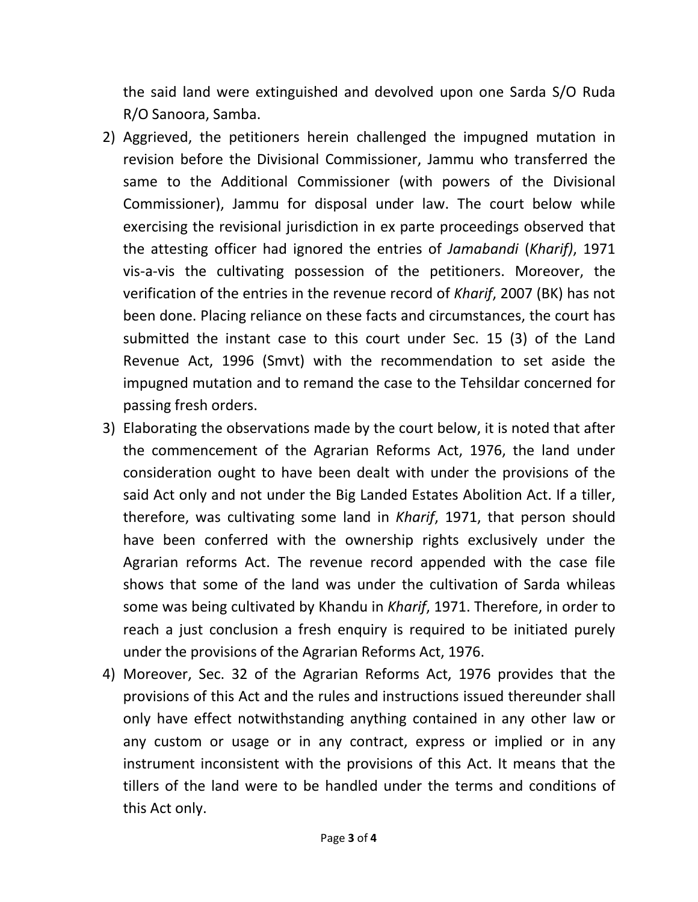the said land were extinguished and devolved upon one Sarda S/O Ruda R/O Sanoora, Samba.

2) Aggrieved, the petitioners herein challenged the impugned mutation in revision before the Divisional Commissioner, Jammu who transferred the same to the Additional Commissioner (with powers of the Divisional Commissioner), Jammu for disposal under law. The court below while exercising the revisional jurisdiction in ex parte proceedings observed that the attesting officer had ignored the entries of *Jamabandi* (*Kharif)*, 1971 vis-a-vis the cultivating possession of the petitioners. Moreover, the verification of the entries in the revenue record of *Kharif*, 2007 (BK) has not been done. Placing reliance on these facts and circumstances, the court has submitted the instant case to this court under Sec. 15 (3) of the Land Revenue Act, 1996 (Smvt) with the recommendation to set aside the impugned mutation and to remand the case to the Tehsildar concerned for passing fresh orders.

3) Elaborating the observations made by the court below, it is noted that after the commencement of the Agrarian Reforms Act, 1976, the land under consideration ought to have been dealt with under the provisions of the said Act only and not under the Big Landed Estates Abolition Act. If a tiller, therefore, was cultivating some land in *Kharif*, 1971, that person should have been conferred with the ownership rights exclusively under the Agrarian reforms Act. The revenue record appended with the case file shows that some of the land was under the cultivation of Sarda whileas some was being cultivated by Khandu in *Kharif*, 1971. Therefore, in order to reach a just conclusion a fresh enquiry is required to be initiated purely under the provisions of the Agrarian Reforms Act, 1976.

4) Moreover, Sec. 32 of the Agrarian Reforms Act, 1976 provides that the provisions of this Act and the rules and instructions issued thereunder shall only have effect notwithstanding anything contained in any other law or any custom or usage or in any contract, express or implied or in any instrument inconsistent with the provisions of this Act. It means that the tillers of the land were to be handled under the terms and conditions of this Act only.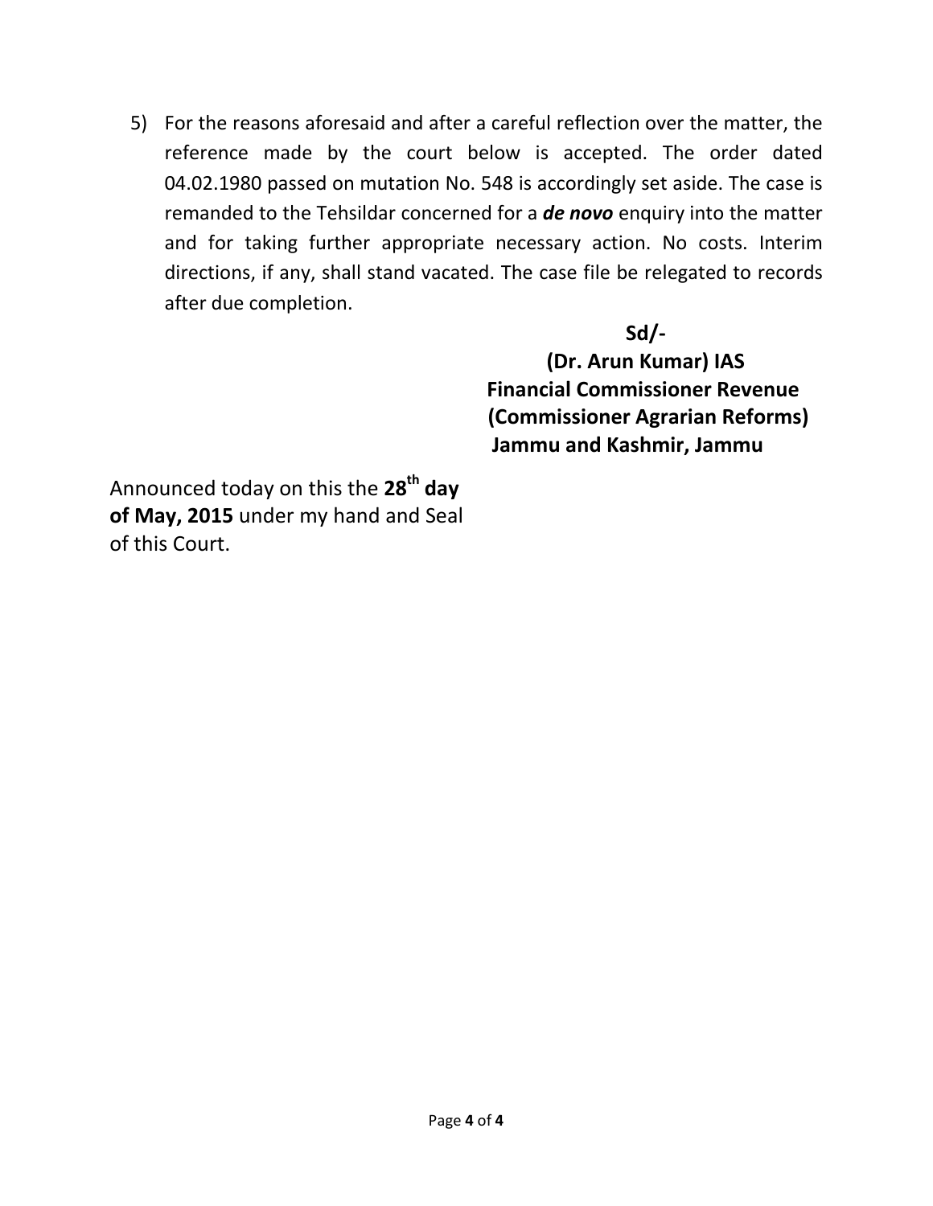5) For the reasons aforesaid and after a careful reflection over the matter, the reference made by the court below is accepted. The order dated 04.02.1980 passed on mutation No. 548 is accordingly set aside. The case is remanded to the Tehsildar concerned for a ***de novo*** enquiry into the matter and for taking further appropriate necessary action. No costs. Interim directions, if any, shall stand vacated. The case file be relegated to records after due completion.

**Sd/-**

**(Dr. Arun Kumar) IAS**
**Financial Commissioner Revenue**
**(Commissioner Agrarian Reforms)**
**Jammu and Kashmir, Jammu**

Announced today on this the **28th day of May, 2015** under my hand and Seal of this Court.